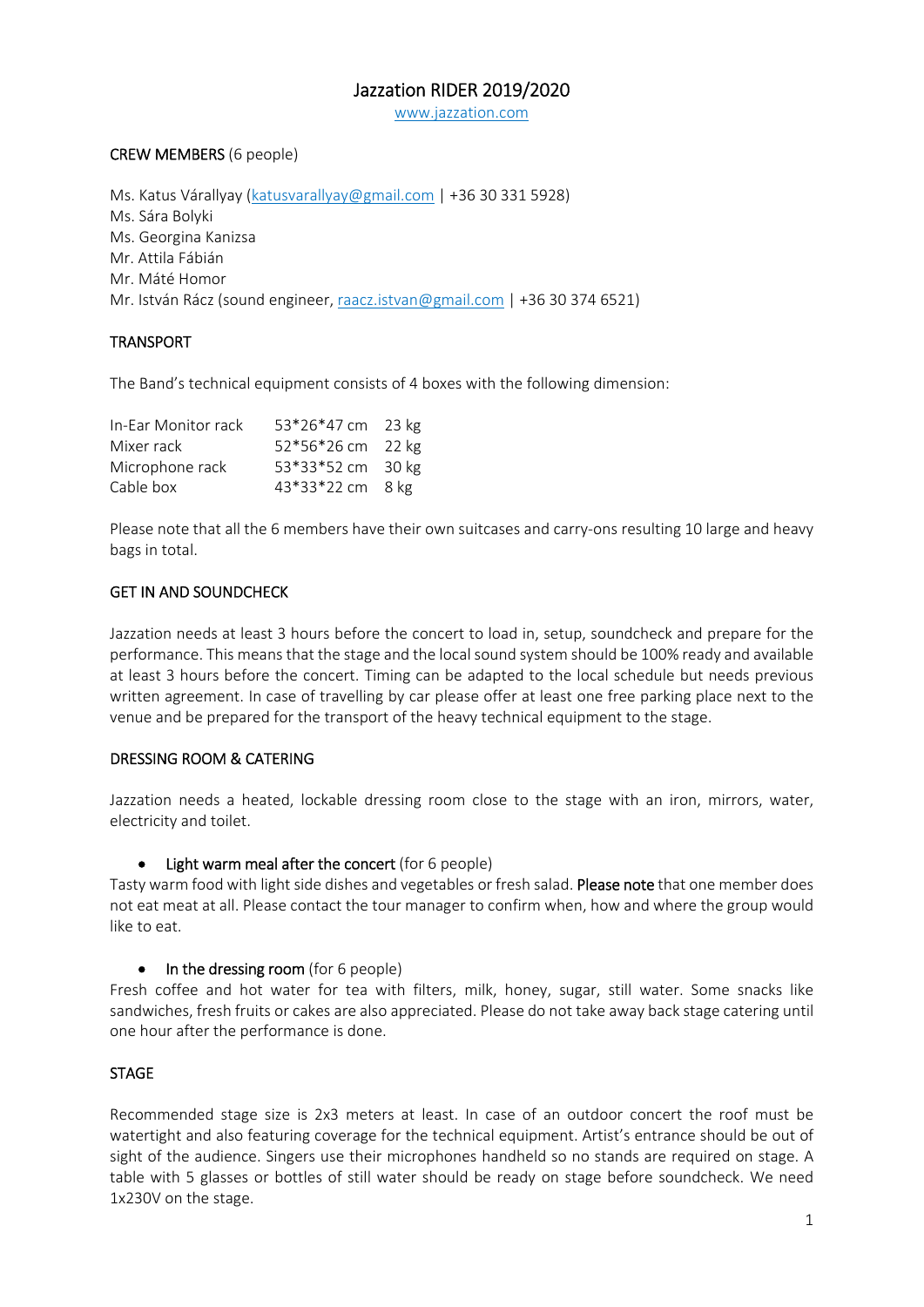# Jazzation RIDER 2019/2020

www.jazzation.com

## CREW MEMBERS (6 people)

Ms. Katus Várallyay (katusvarallyay@gmail.com | +36 30 331 5928)
Ms. Sára Bolyki
Ms. Georgina Kanizsa
Mr. Attila Fábián
Mr. Máté Homor
Mr. István Rácz (sound engineer, raacz.istvan@gmail.com | +36 30 374 6521)

## TRANSPORT

The Band's technical equipment consists of 4 boxes with the following dimension:

| | | |
|---|---|---|
| In-Ear Monitor rack | 53*26*47 cm | 23 kg |
| Mixer rack | 52*56*26 cm | 22 kg |
| Microphone rack | 53*33*52 cm | 30 kg |
| Cable box | 43*33*22 cm | 8 kg |

Please note that all the 6 members have their own suitcases and carry-ons resulting 10 large and heavy bags in total.

## GET IN AND SOUNDCHECK

Jazzation needs at least 3 hours before the concert to load in, setup, soundcheck and prepare for the performance. This means that the stage and the local sound system should be 100% ready and available at least 3 hours before the concert. Timing can be adapted to the local schedule but needs previous written agreement. In case of travelling by car please offer at least one free parking place next to the venue and be prepared for the transport of the heavy technical equipment to the stage.

## DRESSING ROOM & CATERING

Jazzation needs a heated, lockable dressing room close to the stage with an iron, mirrors, water, electricity and toilet.

- Light warm meal after the concert (for 6 people)

Tasty warm food with light side dishes and vegetables or fresh salad. Please note that one member does not eat meat at all. Please contact the tour manager to confirm when, how and where the group would like to eat.

- In the dressing room (for 6 people)

Fresh coffee and hot water for tea with filters, milk, honey, sugar, still water. Some snacks like sandwiches, fresh fruits or cakes are also appreciated. Please do not take away back stage catering until one hour after the performance is done.

## STAGE

Recommended stage size is 2x3 meters at least. In case of an outdoor concert the roof must be watertight and also featuring coverage for the technical equipment. Artist's entrance should be out of sight of the audience. Singers use their microphones handheld so no stands are required on stage. A table with 5 glasses or bottles of still water should be ready on stage before soundcheck. We need 1x230V on the stage.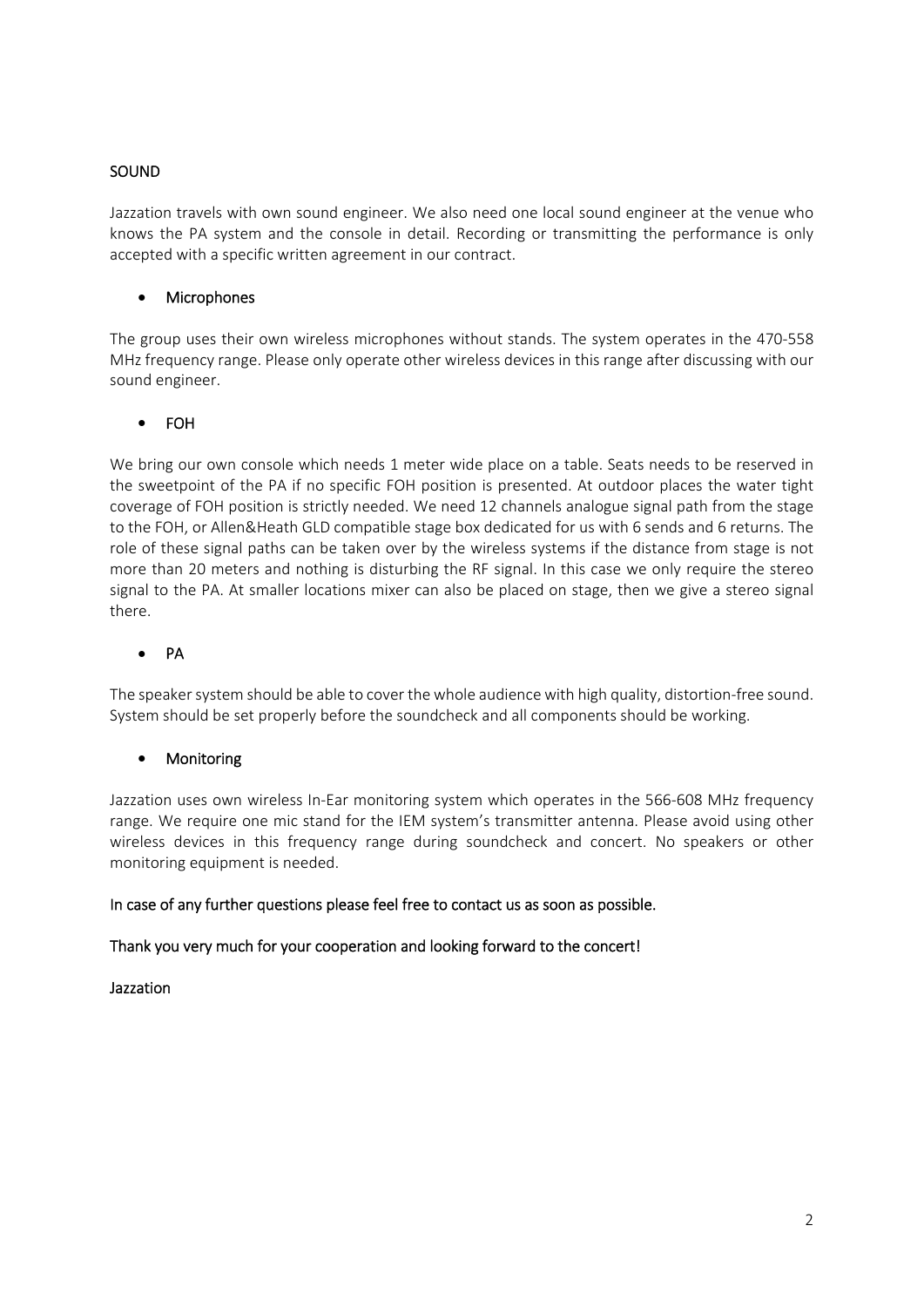## SOUND

Jazzation travels with own sound engineer. We also need one local sound engineer at the venue who knows the PA system and the console in detail. Recording or transmitting the performance is only accepted with a specific written agreement in our contract.

- Microphones

The group uses their own wireless microphones without stands. The system operates in the 470-558 MHz frequency range. Please only operate other wireless devices in this range after discussing with our sound engineer.

- FOH

We bring our own console which needs 1 meter wide place on a table. Seats needs to be reserved in the sweetpoint of the PA if no specific FOH position is presented. At outdoor places the water tight coverage of FOH position is strictly needed. We need 12 channels analogue signal path from the stage to the FOH, or Allen&Heath GLD compatible stage box dedicated for us with 6 sends and 6 returns. The role of these signal paths can be taken over by the wireless systems if the distance from stage is not more than 20 meters and nothing is disturbing the RF signal. In this case we only require the stereo signal to the PA. At smaller locations mixer can also be placed on stage, then we give a stereo signal there.

- PA

The speaker system should be able to cover the whole audience with high quality, distortion-free sound. System should be set properly before the soundcheck and all components should be working.

- Monitoring

Jazzation uses own wireless In-Ear monitoring system which operates in the 566-608 MHz frequency range. We require one mic stand for the IEM system's transmitter antenna. Please avoid using other wireless devices in this frequency range during soundcheck and concert. No speakers or other monitoring equipment is needed.

In case of any further questions please feel free to contact us as soon as possible.

Thank you very much for your cooperation and looking forward to the concert!

Jazzation